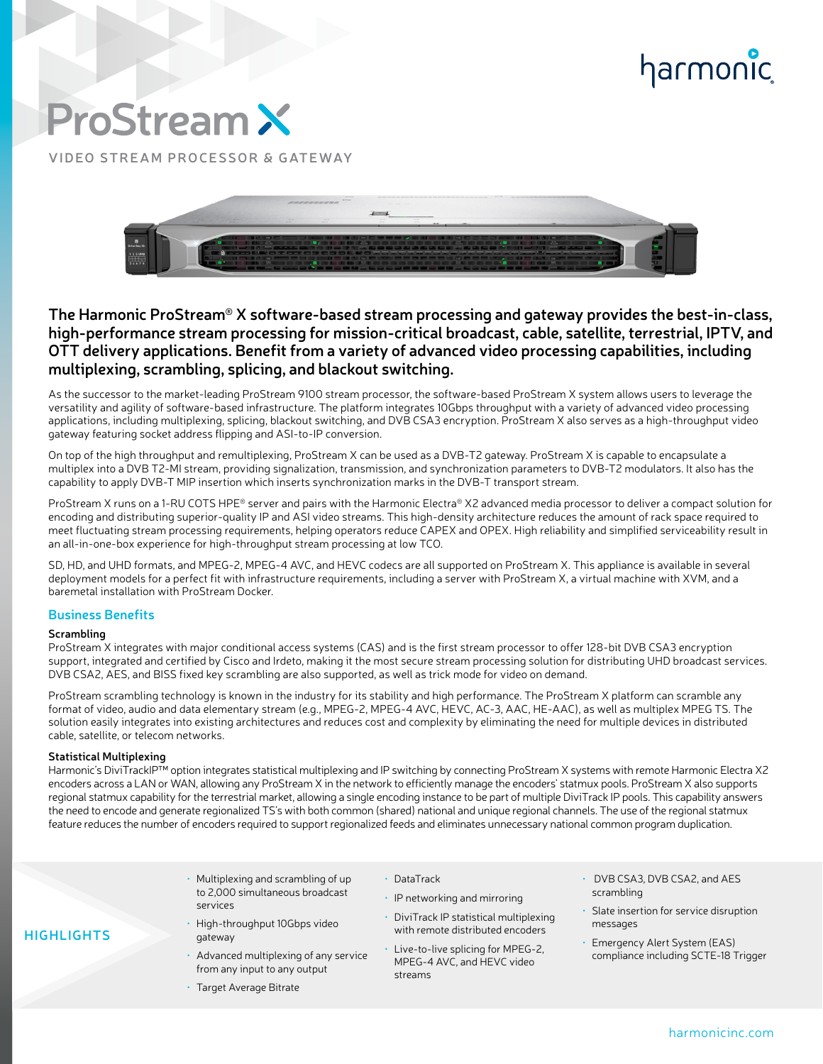# ProStream X

VIDEO STREAM PROCESSOR & GATEWAY

**The Harmonic ProStream® X software-based stream processing and gateway provides the best-in-class, high-performance stream processing for mission-critical broadcast, cable, satellite, terrestrial, IPTV, and OTT delivery applications. Benefit from a variety of advanced video processing capabilities, including multiplexing, scrambling, splicing, and blackout switching.**

As the successor to the market-leading ProStream 9100 stream processor, the software-based ProStream X system allows users to leverage the versatility and agility of software-based infrastructure. The platform integrates 10Gbps throughput with a variety of advanced video processing applications, including multiplexing, splicing, blackout switching, and DVB CSA3 encryption. ProStream X also serves as a high-throughput video gateway featuring socket address flipping and ASI-to-IP conversion.

On top of the high throughput and remultiplexing, ProStream X can be used as a DVB-T2 gateway. ProStream X is capable to encapsulate a multiplex into a DVB T2-MI stream, providing signalization, transmission, and synchronization parameters to DVB-T2 modulators. It also has the capability to apply DVB-T MIP insertion which inserts synchronization marks in the DVB-T transport stream.

ProStream X runs on a 1-RU COTS HPE® server and pairs with the Harmonic Electra® X2 advanced media processor to deliver a compact solution for encoding and distributing superior-quality IP and ASI video streams. This high-density architecture reduces the amount of rack space required to meet fluctuating stream processing requirements, helping operators reduce CAPEX and OPEX. High reliability and simplified serviceability result in an all-in-one-box experience for high-throughput stream processing at low TCO.

SD, HD, and UHD formats, and MPEG-2, MPEG-4 AVC, and HEVC codecs are all supported on ProStream X. This appliance is available in several deployment models for a perfect fit with infrastructure requirements, including a server with ProStream X, a virtual machine with XVM, and a baremetal installation with ProStream Docker.

## Business Benefits

### Scrambling

ProStream X integrates with major conditional access systems (CAS) and is the first stream processor to offer 128-bit DVB CSA3 encryption support, integrated and certified by Cisco and Irdeto, making it the most secure stream processing solution for distributing UHD broadcast services. DVB CSA2, AES, and BISS fixed key scrambling are also supported, as well as trick mode for video on demand.

ProStream scrambling technology is known in the industry for its stability and high performance. The ProStream X platform can scramble any format of video, audio and data elementary stream (e.g., MPEG-2, MPEG-4 AVC, HEVC, AC-3, AAC, HE-AAC), as well as multiplex MPEG TS. The solution easily integrates into existing architectures and reduces cost and complexity by eliminating the need for multiple devices in distributed cable, satellite, or telecom networks.

### Statistical Multiplexing

Harmonic's DiviTrackIP™ option integrates statistical multiplexing and IP switching by connecting ProStream X systems with remote Harmonic Electra X2 encoders across a LAN or WAN, allowing any ProStream X in the network to efficiently manage the encoders' statmux pools. ProStream X also supports regional statmux capability for the terrestrial market, allowing a single encoding instance to be part of multiple DiviTrack IP pools. This capability answers the need to encode and generate regionalized TS's with both common (shared) national and unique regional channels. The use of the regional statmux feature reduces the number of encoders required to support regionalized feeds and eliminates unnecessary national common program duplication.

## HIGHLIGHTS

- Multiplexing and scrambling of up to 2,000 simultaneous broadcast services
- High-throughput 10Gbps video gateway
- Advanced multiplexing of any service from any input to any output
- Target Average Bitrate
- DataTrack
- IP networking and mirroring
- DiviTrack IP statistical multiplexing with remote distributed encoders
- Live-to-live splicing for MPEG-2, MPEG-4 AVC, and HEVC video streams
- DVB CSA3, DVB CSA2, and AES scrambling
- Slate insertion for service disruption messages
- Emergency Alert System (EAS) compliance including SCTE-18 Trigger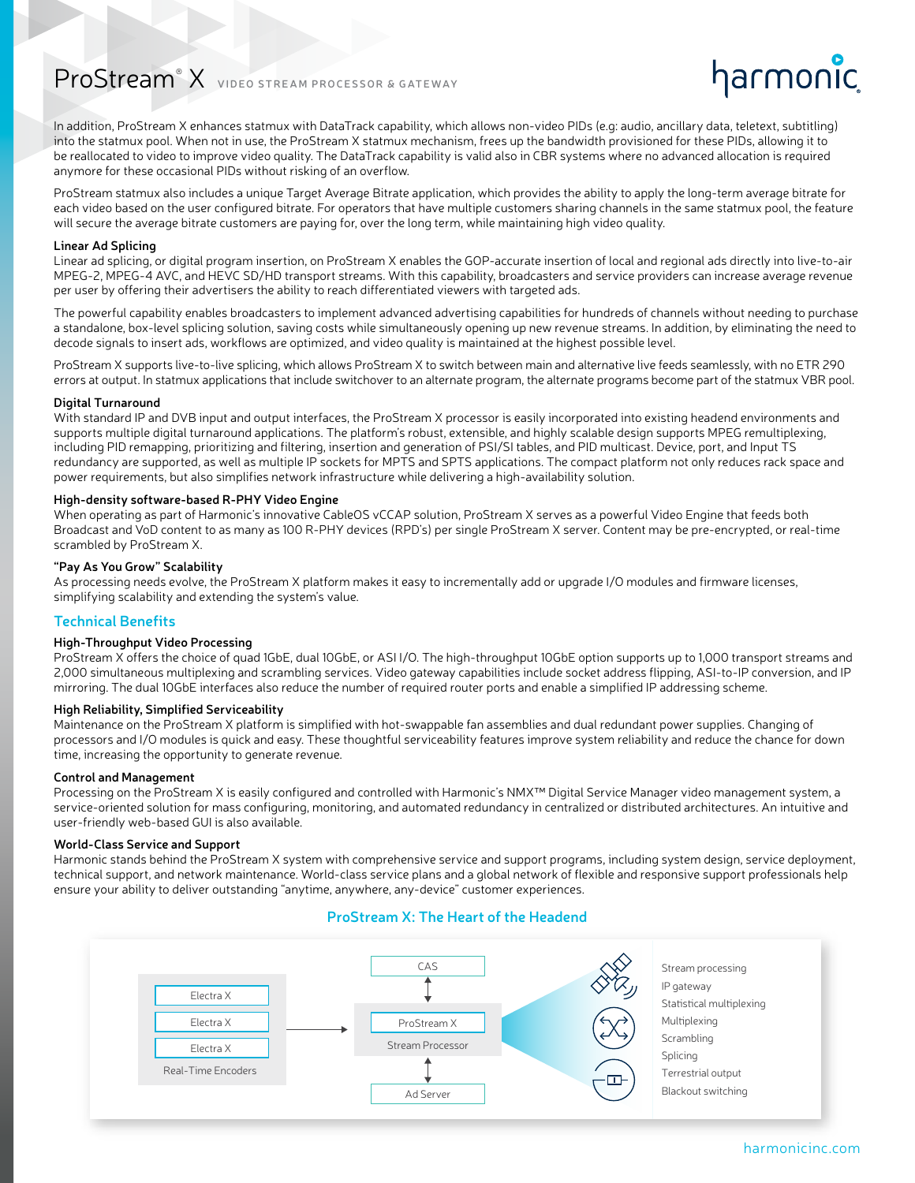In addition, ProStream X enhances statmux with DataTrack capability, which allows non-video PIDs (e.g: audio, ancillary data, teletext, subtitling) into the statmux pool. When not in use, the ProStream X statmux mechanism, frees up the bandwidth provisioned for these PIDs, allowing it to be reallocated to video to improve video quality. The DataTrack capability is valid also in CBR systems where no advanced allocation is required anymore for these occasional PIDs without risking of an overflow.

ProStream statmux also includes a unique Target Average Bitrate application, which provides the ability to apply the long-term average bitrate for each video based on the user configured bitrate. For operators that have multiple customers sharing channels in the same statmux pool, the feature will secure the average bitrate customers are paying for, over the long term, while maintaining high video quality.

#### Linear Ad Splicing

Linear ad splicing, or digital program insertion, on ProStream X enables the GOP-accurate insertion of local and regional ads directly into live-to-air MPEG-2, MPEG-4 AVC, and HEVC SD/HD transport streams. With this capability, broadcasters and service providers can increase average revenue per user by offering their advertisers the ability to reach differentiated viewers with targeted ads.

The powerful capability enables broadcasters to implement advanced advertising capabilities for hundreds of channels without needing to purchase a standalone, box-level splicing solution, saving costs while simultaneously opening up new revenue streams. In addition, by eliminating the need to decode signals to insert ads, workflows are optimized, and video quality is maintained at the highest possible level.

ProStream X supports live-to-live splicing, which allows ProStream X to switch between main and alternative live feeds seamlessly, with no ETR 290 errors at output. In statmux applications that include switchover to an alternate program, the alternate programs become part of the statmux VBR pool.

#### Digital Turnaround

With standard IP and DVB input and output interfaces, the ProStream X processor is easily incorporated into existing headend environments and supports multiple digital turnaround applications. The platform's robust, extensible, and highly scalable design supports MPEG remultiplexing, including PID remapping, prioritizing and filtering, insertion and generation of PSI/SI tables, and PID multicast. Device, port, and Input TS redundancy are supported, as well as multiple IP sockets for MPTS and SPTS applications. The compact platform not only reduces rack space and power requirements, but also simplifies network infrastructure while delivering a high-availability solution.

#### High-density software-based R-PHY Video Engine

When operating as part of Harmonic's innovative CableOS vCCAP solution, ProStream X serves as a powerful Video Engine that feeds both Broadcast and VoD content to as many as 100 R-PHY devices (RPD's) per single ProStream X server. Content may be pre-encrypted, or real-time scrambled by ProStream X.

#### "Pay As You Grow" Scalability

As processing needs evolve, the ProStream X platform makes it easy to incrementally add or upgrade I/O modules and firmware licenses, simplifying scalability and extending the system's value.

## Technical Benefits

#### High-Throughput Video Processing

ProStream X offers the choice of quad 1GbE, dual 10GbE, or ASI I/O. The high-throughput 10GbE option supports up to 1,000 transport streams and 2,000 simultaneous multiplexing and scrambling services. Video gateway capabilities include socket address flipping, ASI-to-IP conversion, and IP mirroring. The dual 10GbE interfaces also reduce the number of required router ports and enable a simplified IP addressing scheme.

#### High Reliability, Simplified Serviceability

Maintenance on the ProStream X platform is simplified with hot-swappable fan assemblies and dual redundant power supplies. Changing of processors and I/O modules is quick and easy. These thoughtful serviceability features improve system reliability and reduce the chance for down time, increasing the opportunity to generate revenue.

#### Control and Management

Processing on the ProStream X is easily configured and controlled with Harmonic's NMX™ Digital Service Manager video management system, a service-oriented solution for mass configuring, monitoring, and automated redundancy in centralized or distributed architectures. An intuitive and user-friendly web-based GUI is also available.

#### World-Class Service and Support

Harmonic stands behind the ProStream X system with comprehensive service and support programs, including system design, service deployment, technical support, and network maintenance. World-class service plans and a global network of flexible and responsive support professionals help ensure your ability to deliver outstanding "anytime, anywhere, any-device" customer experiences.

### ProStream X: The Heart of the Headend

Electra X
Electra X
Electra X
Real-Time Encoders

CAS
ProStream X
Stream Processor
Ad Server

- Stream processing
- IP gateway
- Statistical multiplexing
- Multiplexing
- Scrambling
- Splicing
- Terrestrial output
- Blackout switching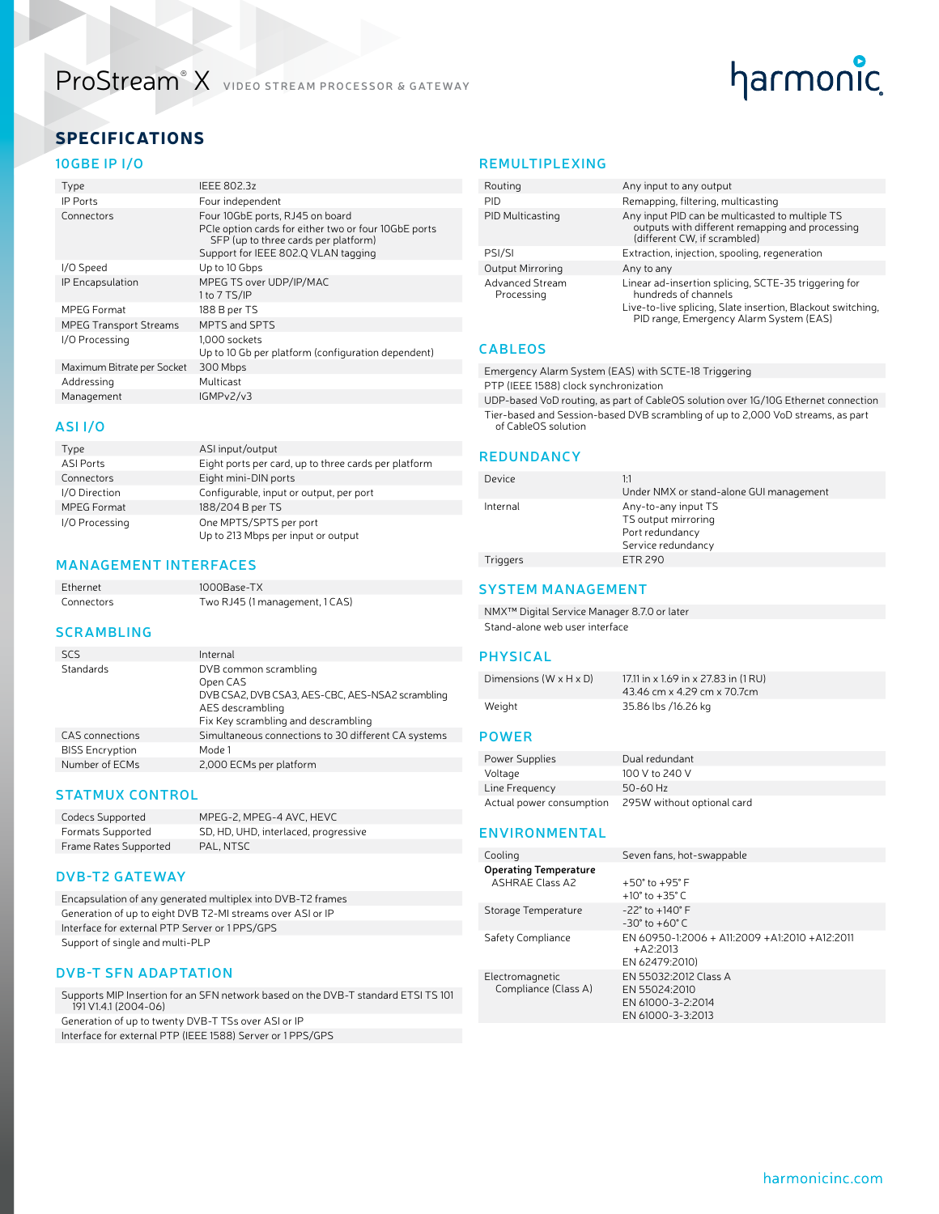# ProStream® X VIDEO STREAM PROCESSOR & GATEWAY

## SPECIFICATIONS

### 10GBE IP I/O

| | |
|---|---|
| Type | IEEE 802.3z |
| IP Ports | Four independent |
| Connectors | Four 10GbE ports, RJ45 on board<br>PCIe option cards for either two or four 10GbE ports SFP (up to three cards per platform)<br>Support for IEEE 802.Q VLAN tagging |
| I/O Speed | Up to 10 Gbps |
| IP Encapsulation | MPEG TS over UDP/IP/MAC<br>1 to 7 TS/IP |
| MPEG Format | 188 B per TS |
| MPEG Transport Streams | MPTS and SPTS |
| I/O Processing | 1,000 sockets<br>Up to 10 Gb per platform (configuration dependent) |
| Maximum Bitrate per Socket | 300 Mbps |
| Addressing | Multicast |
| Management | IGMPv2/v3 |

### ASI I/O

| | |
|---|---|
| Type | ASI input/output |
| ASI Ports | Eight ports per card, up to three cards per platform |
| Connectors | Eight mini-DIN ports |
| I/O Direction | Configurable, input or output, per port |
| MPEG Format | 188/204 B per TS |
| I/O Processing | One MPTS/SPTS per port<br>Up to 213 Mbps per input or output |

### MANAGEMENT INTERFACES

| | |
|---|---|
| Ethernet | 1000Base-TX |
| Connectors | Two RJ45 (1 management, 1 CAS) |

### SCRAMBLING

| | |
|---|---|
| SCS | Internal |
| Standards | DVB common scrambling<br>Open CAS<br>DVB CSA2, DVB CSA3, AES-CBC, AES-NSA2 scrambling<br>AES descrambling<br>Fix Key scrambling and descrambling |
| CAS connections | Simultaneous connections to 30 different CA systems |
| BISS Encryption | Mode 1 |
| Number of ECMs | 2,000 ECMs per platform |

### STATMUX CONTROL

| | |
|---|---|
| Codecs Supported | MPEG-2, MPEG-4 AVC, HEVC |
| Formats Supported | SD, HD, UHD, interlaced, progressive |
| Frame Rates Supported | PAL, NTSC |

### DVB-T2 GATEWAY

- Encapsulation of any generated multiplex into DVB-T2 frames
- Generation of up to eight DVB T2-MI streams over ASI or IP
- Interface for external PTP Server or 1 PPS/GPS
- Support of single and multi-PLP

### DVB-T SFN ADAPTATION

- Supports MIP Insertion for an SFN network based on the DVB-T standard ETSI TS 101 191 V1.4.1 (2004-06)
- Generation of up to twenty DVB-T TSs over ASI or IP
- Interface for external PTP (IEEE 1588) Server or 1 PPS/GPS

### REMULTIPLEXING

| | |
|---|---|
| Routing | Any input to any output |
| PID | Remapping, filtering, multicasting |
| PID Multicasting | Any input PID can be multicasted to multiple TS outputs with different remapping and processing (different CW, if scrambled) |
| PSI/SI | Extraction, injection, spooling, regeneration |
| Output Mirroring | Any to any |
| Advanced Stream Processing | Linear ad-insertion splicing, SCTE-35 triggering for hundreds of channels<br>Live-to-live splicing, Slate insertion, Blackout switching, PID range, Emergency Alarm System (EAS) |

### CABLEOS

- Emergency Alarm System (EAS) with SCTE-18 Triggering
- PTP (IEEE 1588) clock synchronization
- UDP-based VoD routing, as part of CableOS solution over 1G/10G Ethernet connection
- Tier-based and Session-based DVB scrambling of up to 2,000 VoD streams, as part of CableOS solution

### REDUNDANCY

| | |
|---|---|
| Device | 1:1<br>Under NMX or stand-alone GUI management |
| Internal | Any-to-any input TS<br>TS output mirroring<br>Port redundancy<br>Service redundancy |
| Triggers | ETR 290 |

### SYSTEM MANAGEMENT

- NMX™ Digital Service Manager 8.7.0 or later
- Stand-alone web user interface

### PHYSICAL

| | |
|---|---|
| Dimensions (W x H x D) | 17.11 in x 1.69 in x 27.83 in (1 RU)<br>43.46 cm x 4.29 cm x 70.7cm |
| Weight | 35.86 lbs /16.26 kg |

### POWER

| | |
|---|---|
| Power Supplies | Dual redundant |
| Voltage | 100 V to 240 V |
| Line Frequency | 50-60 Hz |
| Actual power consumption | 295W without optional card |

### ENVIRONMENTAL

| | |
|---|---|
| Cooling | Seven fans, hot-swappable |
| **Operating Temperature**<br>ASHRAE Class A2 | +50° to +95° F<br>+10° to +35° C |
| Storage Temperature | -22° to +140° F<br>-30° to +60° C |
| Safety Compliance | EN 60950-1:2006 + A11:2009 +A1:2010 +A12:2011 +A2:2013<br>EN 62479:2010) |
| Electromagnetic Compliance (Class A) | EN 55032:2012 Class A<br>EN 55024:2010<br>EN 61000-3-2:2014<br>EN 61000-3-3:2013 |

harmonicinc.com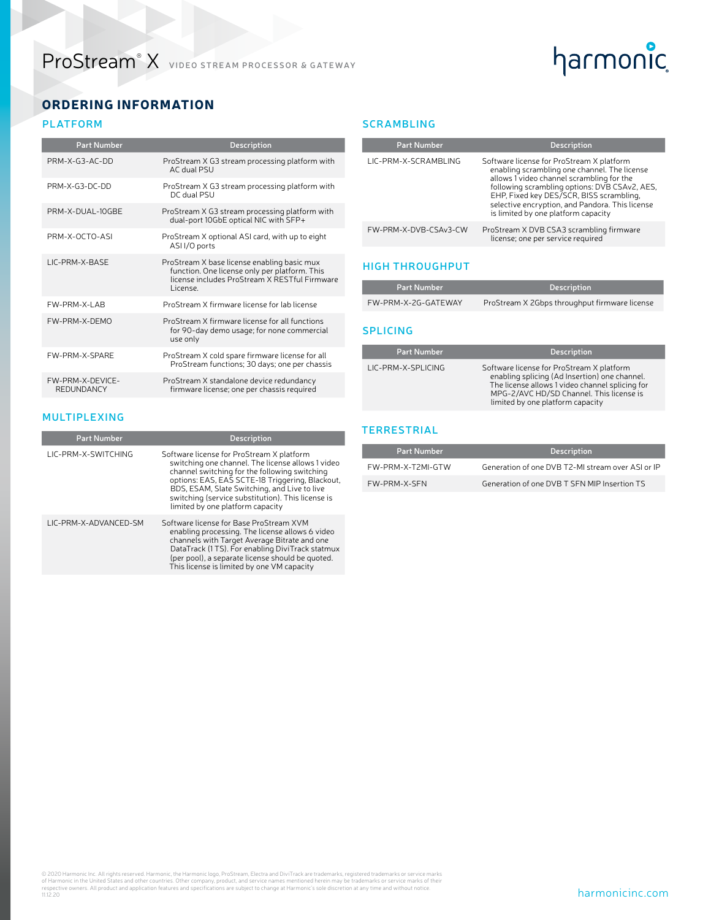ProStream® X VIDEO STREAM PROCESSOR & GATEWAY

# ORDERING INFORMATION

## PLATFORM

| Part Number | Description |
|---|---|
| PRM-X-G3-AC-DD | ProStream X G3 stream processing platform with AC dual PSU |
| PRM-X-G3-DC-DD | ProStream X G3 stream processing platform with DC dual PSU |
| PRM-X-DUAL-10GBE | ProStream X G3 stream processing platform with dual-port 10GbE optical NIC with SFP+ |
| PRM-X-OCTO-ASI | ProStream X optional ASI card, with up to eight ASI I/O ports |
| LIC-PRM-X-BASE | ProStream X base license enabling basic mux function. One license only per platform. This license includes ProStream X RESTful Firmware License. |
| FW-PRM-X-LAB | ProStream X firmware license for lab license |
| FW-PRM-X-DEMO | ProStream X firmware license for all functions for 90-day demo usage; for none commercial use only |
| FW-PRM-X-SPARE | ProStream X cold spare firmware license for all ProStream functions; 30 days; one per chassis |
| FW-PRM-X-DEVICE-REDUNDANCY | ProStream X standalone device redundancy firmware license; one per chassis required |

## MULTIPLEXING

| Part Number | Description |
|---|---|
| LIC-PRM-X-SWITCHING | Software license for ProStream X platform switching one channel. The license allows 1 video channel switching for the following switching options: EAS, EAS SCTE-18 Triggering, Blackout, BDS, ESAM, Slate Switching, and Live to live switching (service substitution). This license is limited by one platform capacity |
| LIC-PRM-X-ADVANCED-SM | Software license for Base ProStream XVM enabling processing. The license allows 6 video channels with Target Average Bitrate and one DataTrack (1 TS). For enabling DiviTrack statmux (per pool), a separate license should be quoted. This license is limited by one VM capacity |

## SCRAMBLING

| Part Number | Description |
|---|---|
| LIC-PRM-X-SCRAMBLING | Software license for ProStream X platform enabling scrambling one channel. The license allows 1 video channel scrambling for the following scrambling options: DVB CSAv2, AES, EHP, Fixed key DES/SCR, BISS scrambling, selective encryption, and Pandora. This license is limited by one platform capacity |
| FW-PRM-X-DVB-CSAv3-CW | ProStream X DVB CSA3 scrambling firmware license; one per service required |

## HIGH THROUGHPUT

| Part Number | Description |
|---|---|
| FW-PRM-X-2G-GATEWAY | ProStream X 2Gbps throughput firmware license |

## SPLICING

| Part Number | Description |
|---|---|
| LIC-PRM-X-SPLICING | Software license for ProStream X platform enabling splicing (Ad Insertion) one channel. The license allows 1 video channel splicing for MPG-2/AVC HD/SD Channel. This license is limited by one platform capacity |

## TERRESTRIAL

| Part Number | Description |
|---|---|
| FW-PRM-X-T2MI-GTW | Generation of one DVB T2-MI stream over ASI or IP |
| FW-PRM-X-SFN | Generation of one DVB T SFN MIP Insertion TS |

© 2020 Harmonic Inc. All rights reserved. Harmonic, the Harmonic logo, ProStream, Electra and DiviTrack are trademarks, registered trademarks or service marks of Harmonic in the United States and other countries. Other company, product, and service names mentioned herein may be trademarks or service marks of their respective owners. All product and application features and specifications are subject to change at Harmonic's sole discretion at any time and without notice. 11.12.20

harmonicinc.com